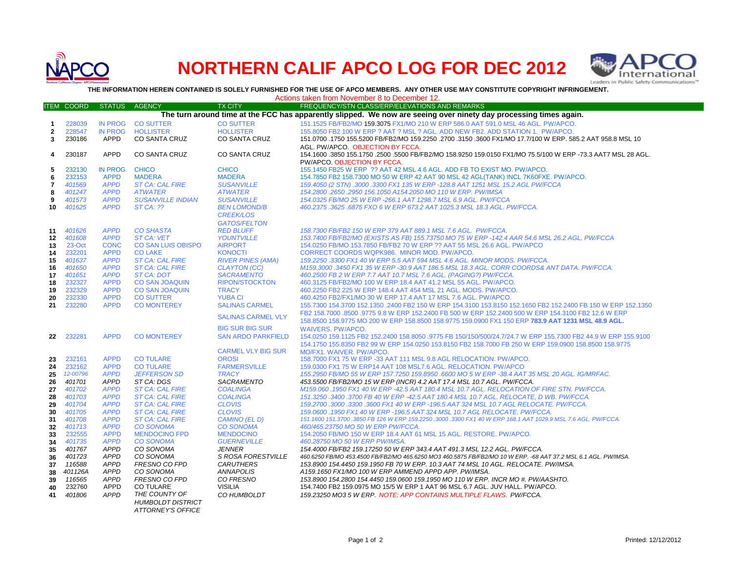# NORTHERN CALIF APCO LOG FOR DEC 2012

**THE INFORMATION HEREIN CONTAINED IS SOLELY FURNISHED FOR THE USE OF APCO MEMBERS. ANY OTHER USE MAY CONSTITUTE COPYRIGHT INFRINGEMENT.**

Actions taken from November 8 to December 12.

| ITEM | COORD | STATUS | AGENCY | TX CITY | FREQUENCY/STN CLASS/ERP/ELEVATIONS AND REMARKS |
|---|---|---|---|---|---|
| | | | | | **The turn around time at the FCC has apparently slipped. We now are seeing over ninety day processing times again.** |
| 1 | 228039 | IN PROG | CO SUTTER | CO SUTTER | 151.1525 FB/FB2/MO 159.3075 FX1/MO 210 W ERP 586.0 AAT 591.0 MSL 46 AGL. PW/APCO. |
| 2 | 228547 | IN PROG | HOLLISTER | HOLLISTER | 155.8050 FB2 100 W ERP ? AAT ? MSL ? AGL. ADD NEW FB2. ADD STATION 1. PW/APCO. |
| 3 | 230186 | APPD | CO SANTA CRUZ | CO SANTA CRUZ | 151.0700 .1750 155.5200 FB/FB2/MO 159.2250 .2700 .3150 .3600 FX1/MO 17.7/100 W ERP. 585.2 AAT 958.8 MSL 10 AGL. PW/APCO. OBJECTION BY FCCA. |
| 4 | 230187 | APPD | CO SANTA CRUZ | CO SANTA CRUZ | 154.1600 .3850 155.1750 .2500 .5500 FB/FB2/MO 158.9250 159.0150 FX1/MO 75.5/100 W ERP -73.3 AAT7 MSL 28 AGL. PW/APCO. OBJECTION BY FCCA. |
| 5 | 232130 | IN PROG | CHICO | CHICO | 155.1450 FB25 W ERP ?? AAT 42 MSL 4.6 AGL. ADD FB TO EXIST MO. PW/APCO. |
| 6 | 232153 | APPD | MADERA | MADERA | 154.7850 FB2 158.7300 MO 50 W ERP 42 AAT 90 MSL 42 AGL(TANK) INCL 7K60FXE. PW/APCO. |
| 7 | *401569* | *APPD* | *ST CA: CAL FIRE* | *SUSANVILLE* | *159.4050 (2 STN) .3000 .3300 FX1 135 W ERP -128.8 AAT 1251 MSL 15.2 AGL PW/FCCA* |
| 8 | *401247* | *APPD* | *ATWATER* | *ATWATER* | *154.2800 .2650 .2950 156.1050 A154.2050 MO 110 W ERP. PW/IMSA* |
| 9 | *401573* | *APPD* | *SUSANVILLE INDIAN* | *SUSANVILLE* | *154.0325 FB/MO 25 W ERP -266.1 AAT 1298.7 MSL 6.9 AGL. PW/FCCA* |
| 10 | *401625* | *APPD* | *ST CA: ??* | *BEN LOMOND/B CREEK/LOS GATOS/FELTON* | *460.2375 .3625 .6875 FXO 6 W ERP 673.2 AAT 1025.3 MSL 18.3 AGL. PW/FCCA.* |
| 11 | *401626* | *APPD* | *CO SHASTA* | *RED BLUFF* | *158.7300 FB/FB2 150 W ERP 379 AAT 889.1 MSL 7.6 AGL. PW/FCCA.* |
| 12 | *401608* | *APPD* | *ST CA: VET* | *YOUNTVILLE* | *153.7400 FB/FB2/MO (EXISTS AS FB) 155.73750 MO 75 W ERP -142.4 AAR 54.6 MSL 26.2 AGL. PW/FCCA* |
| 13 | 23-Oct | CONC | CO SAN LUIS OBISPO | AIRPORT | 154.0250 FB/MO 153.7850 FB/FB2 70 W ERP ?? AAT 55 MSL 26.6 AGL. PW/APCO |
| 14 | 232201 | APPD | CO LAKE | KONOCTI | CORRECT COORDS WQPK986. MINOR MOD. PW/APCO. |
| 15 | *401637* | *APPD* | *ST CA: CAL FIRE* | *RIVER PINES (AMA)* | *159.2250 .3300 FX1 40 W ERP 5.5 AAT 594 MSL 4.6 AGL. MINOR MODS. PW/FCCA.* |
| 16 | *401650* | *APPD* | *ST CA: CAL FIRE* | *CLAYTON (CC)* | *M159.3000 .3450 FX1 35 W ERP -30.9 AAT 186.5 MSL 18.3 AGL. CORR COORDS& ANT DATA. PW/FCCA.* |
| 17 | *401651* | *APPD* | *ST CA: DOT* | *SACRAMENTO* | *460.2500 FB 2 W ERP 7.7 AAT 10.7 MSL 7.6 AGL. (PAGING?) PW/FCCA.* |
| 18 | 232327 | APPD | CO SAN JOAQUIN | RIPON/STOCKTON | 460.3125 FB/FB2/MO 100 W ERP 18.4 AAT 41.2 MSL 55 AGL. PW/APCO. |
| 19 | 232329 | APPD | CO SAN JOAQUIN | TRACY | 460.2250 FB2 225 W ERP 148.4 AAT 454 MSL 21 AGL. MODS. PW/APCO. |
| 20 | 232330 | APPD | CO SUTTER | YUBA CI | 460.4250 FB2/FX1/MO 30 W ERP 17.4 AAT 17 MSL 7.6 AGL. PW/APCO. |
| 21 | 232280 | APPD | CO MONTEREY | SALINAS CARMEL / SALINAS CARMEL VLY / BIG SUR BIG SUR | 155.7300 154.3700 152.1350 .2400 FB2 150 W ERP 154.3100 153.8150 152.1650 FB2 152.2400 FB 150 W ERP 152.1350 FB2 158.7000 .8500 .9775 9.8 W ERP 152.2400 FB 500 W ERP 152.2400 500 W ERP 154.3100 FB2 12.6 W ERP 158.8500 158.9775 MO 200 W ERP 158.8500 158.9775 159.0900 FX1 150 ERP **783.9 AAT 1231 MSL 48.9 AGL.** WAIVERS. PW/APCO. |
| 22 | 232281 | APPD | CO MONTEREY | SAN ARDO PARKFIELD / CARMEL VLY BIG SUR | 154.0250 159.1125 FB2 152.2400 158.8050 .9775 FB 150/150/500/24.7/24.7 W ERP 155.7300 FB2 44.9 W ERP 155.9100 154.1750 155.8350 FB2 99 W ERP 154.0250 153.8150 FB2 158.7000 FB 250 W ERP 159.0900 158.8500 158.9775 MO/FX1. WAIVER. PW/APCO. |
| 23 | 232161 | APPD | CO TULARE | OROSI | 158.7000 FX1 75 W ERP -33 AAT 111 MSL 9.8 AGL RELOCATION. PW/APCO. |
| 24 | 232162 | APPD | CO TULARE | FARMERSVILLE | 159.0300 FX1 75 W ERP14 AAT 108 MSL7.6 AGL. RELOCATION. PW/APCO |
| 25 | *12-00796* | *APPD* | *JEFFERSON SD* | *TRACY* | *155.2950 FB/MO 55 W ERP 157.7250 159.8950 .6600 MO 5 W ERP -38.4 AAT 35 MSL 20 AGL. IG/MRFAC.* |
| 26 | *401701* | *APPD* | *ST CA: DGS* | *SACRAMENTO* | *453.5500 FB/FB2/MO 15 W ERP (INCR) 4.2 AAT 17.4 MSL 10.7 AGL. PW/FCCA.* |
| 27 | *401702* | *APPD* | *ST CA: CAL FIRE* | *COALINGA* | *M159.060 .1950 FX1 40 W ERP -42.5 AAT 180.4 MSL 10.7 AGL. RELOCATION OF FIRE STN. PW/FCCA.* |
| 28 | *401703* | *APPD* | *ST CA: CAL FIRE* | *COALINGA* | *151.3250 .3400 .3700 FB 40 W ERP -42.5 AAT 180.4 MSL 10.7 AGL. RELOCATE, D WB. PW/FCCA.* |
| 29 | *401704* | *APPD* | *ST CA: CAL FIRE* | *CLOVIS* | *159.2700 .3000 .3300 .3600 FX1 40 W ERP -196.5 AAT 324 MSL 10.7 AGL RELOCATE. PW/FCCA.* |
| 30 | *401705* | *APPD* | *ST CA: CAL FIRE* | *CLOVIS* | *159.0600 .1950 FX1 40 W ERP -196.5 AAT 324 MSL 10.7 AGL RELOCATE. PW/FCCA.* |
| 31 | *401708* | *APPD* | *ST CA: CAL FIRE* | *CAMINO (EL D)* | *151.1600 151.3700 .3850 FB 126 W ERP 159.2250 .3000 .3300 FX1 40 W ERP 168.1 AAT 1029.9 MSL 7.6 AGL. PW/FCCA.* |
| 32 | *401713* | *APPD* | *CO SONOMA* | *CO SONOMA* | *460/465.23750 MO 50 W ERP PW/FCCA.* |
| 33 | 232555 | APPD | MENDOCINO FPD | MENDOCINO | 154.2050 FB/MO 150 W ERP 18.4 AAT 61 MSL 15 AGL. RESTORE. PW/APCO. |
| 34 | *401735* | *APPD* | *CO SONOMA* | *GUERNEVILLE* | *460.28750 MO 50 W ERP PW/IMSA.* |
| 35 | *401767* | *APPD* | *CO SONOMA* | *JENNER* | *154.4000 FB/FB2 159.17250 50 W ERP 343.4 AAT 491.3 MSL 12.2 AGL. PW/FCCA.* |
| 36 | *401723* | *APPD* | *CO SONOMA* | *S ROSA FORESTVILLE* | *460.6250 FB/MO 453.4500 FB/FB2/MO 465.6250 MO3 460.5875 FB/FB2/MO 10 W ERP. -68 AAT 37.2 MSL 6.1 AGL. PW/IMSA.* |
| 37 | *116588* | *APPD* | *FRESNO CO FPD* | *CARUTHERS* | *153.8900 154.4450 159.1950 FB 70 W ERP. 10.3 AAT 74 MSL 10 AGL. RELOCATE. PW/IMSA.* |
| 38 | *401126A* | *APPD* | *CO SONOMA* | *ANNAPOLIS* | *A159.1650 FX1/MO 100 W ERP AMMEND APPD APP. PW/IMSA.* |
| 39 | *116565* | *APPD* | *FRESNO CO FPD* | *CO FRESNO* | *153.8900 154.2800 154.4450 159.0600 159.1950 MO 110 W ERP. INCR MO #. PW/AASHTO.* |
| 40 | 232760 | APPD | CO TULARE | VISILIA | 154.7400 FB2 159.0975 MO 15/5 W ERP 1 AAT 96 MSL 6.7 AGL. JUV HALL. PW/APCO. |
| 41 | *401806* | *APPD* | *THE COUNTY OF HUMBOLDT DISTRICT ATTORNEY'S OFFICE* | *CO HUMBOLDT* | *159.23250 MO3 5 W ERP. NOTE: APP CONTAINS MULTIPLE FLAWS. PW/FCCA.* |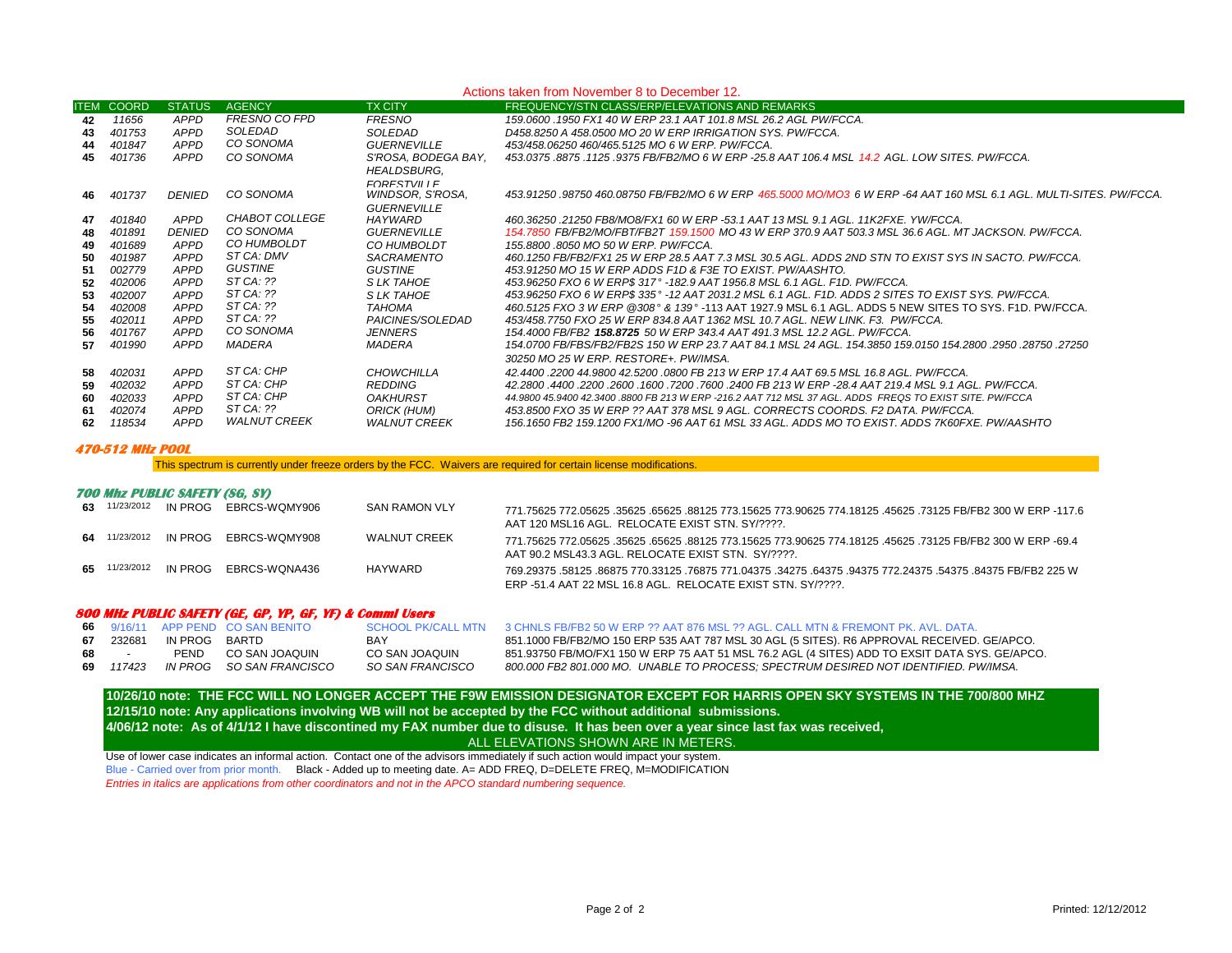Actions taken from November 8 to December 12.

| ITEM | COORD | STATUS | AGENCY | TX CITY | FREQUENCY/STN CLASS/ERP/ELEVATIONS AND REMARKS |
|---|---|---|---|---|---|
| 42 | *11656* | *APPD* | *FRESNO CO FPD* | *FRESNO* | *159.0600 .1950 FX1 40 W ERP 23.1 AAT 101.8 MSL 26.2 AGL PW/FCCA.* |
| 43 | *401753* | *APPD* | *SOLEDAD* | *SOLEDAD* | *D458.8250 A 458.0500 MO 20 W ERP IRRIGATION SYS. PW/FCCA.* |
| 44 | *401847* | *APPD* | *CO SONOMA* | *GUERNEVILLE* | *453/458.06250 460/465.5125 MO 6 W ERP. PW/FCCA.* |
| 45 | *401736* | *APPD* | *CO SONOMA* | *S'ROSA, BODEGA BAY, HEALDSBURG, FORESTVILLE* | *453.0375 .8875 .1125 .9375 FB/FB2/MO 6 W ERP -25.8 AAT 106.4 MSL 14.2 AGL. LOW SITES. PW/FCCA.* |
| 46 | *401737* | *DENIED* | *CO SONOMA* | *WINDSOR, S'ROSA, GUERNEVILLE* | *453.91250 .98750 460.08750 FB/FB2/MO 6 W ERP 465.5000 MO/MO3 6 W ERP -64 AAT 160 MSL 6.1 AGL. MULTI-SITES. PW/FCCA.* |
| 47 | *401840* | *APPD* | *CHABOT COLLEGE* | *HAYWARD* | *460.36250 .21250 FB8/MO8/FX1 60 W ERP -53.1 AAT 13 MSL 9.1 AGL. 11K2FXE. YW/FCCA.* |
| 48 | *401891* | *DENIED* | *CO SONOMA* | *GUERNEVILLE* | *154.7850 FB/FB2/MO/FBT/FB2T 159.1500 MO 43 W ERP 370.9 AAT 503.3 MSL 36.6 AGL. MT JACKSON. PW/FCCA.* |
| 49 | *401689* | *APPD* | *CO HUMBOLDT* | *CO HUMBOLDT* | *155.8800 .8050 MO 50 W ERP. PW/FCCA.* |
| 50 | *401987* | *APPD* | *ST CA: DMV* | *SACRAMENTO* | *460.1250 FB/FB2/FX1 25 W ERP 28.5 AAT 7.3 MSL 30.5 AGL. ADDS 2ND STN TO EXIST SYS IN SACTO. PW/FCCA.* |
| 51 | *002779* | *APPD* | *GUSTINE* | *GUSTINE* | *453.91250 MO 15 W ERP ADDS F1D & F3E TO EXIST. PW/AASHTO.* |
| 52 | *402006* | *APPD* | *ST CA: ??* | *S LK TAHOE* | *453.96250 FXO 6 W ERP$ 317° -182.9 AAT 1956.8 MSL 6.1 AGL. F1D. PW/FCCA.* |
| 53 | *402007* | *APPD* | *ST CA: ??* | *S LK TAHOE* | *453.96250 FXO 6 W ERP$ 335° -12 AAT 2031.2 MSL 6.1 AGL. F1D. ADDS 2 SITES TO EXIST SYS. PW/FCCA.* |
| 54 | *402008* | *APPD* | *ST CA: ??* | *TAHOMA* | *460.5125 FXO 3 W ERP @308° & 139° -113 AAT 1927.9 MSL 6.1 AGL. ADDS 5 NEW SITES TO SYS. F1D. PW/FCCA.* |
| 55 | *402011* | *APPD* | *ST CA: ??* | *PAICINES/SOLEDAD* | *453/458.7750 FXO 25 W ERP 834.8 AAT 1362 MSL 10.7 AGL. NEW LINK. F3. PW/FCCA.* |
| 56 | *401767* | *APPD* | *CO SONOMA* | *JENNERS* | *154.4000 FB/FB2* ***158.8725*** *50 W ERP 343.4 AAT 491.3 MSL 12.2 AGL. PW/FCCA.* |
| 57 | *401990* | *APPD* | *MADERA* | *MADERA* | *154.0700 FB/FBS/FB2/FB2S 150 W ERP 23.7 AAT 84.1 MSL 24 AGL. 154.3850 159.0150 154.2800 .2950 .28750 .27250 30250 MO 25 W ERP. RESTORE+. PW/IMSA.* |
| 58 | *402031* | *APPD* | *ST CA: CHP* | *CHOWCHILLA* | *42.4400 .2200 44.9800 42.5200 .0800 FB 213 W ERP 17.4 AAT 69.5 MSL 16.8 AGL. PW/FCCA.* |
| 59 | *402032* | *APPD* | *ST CA: CHP* | *REDDING* | *42.2800 .4400 .2200 .2600 .1600 .7200 .7600 .2400 FB 213 W ERP -28.4 AAT 219.4 MSL 9.1 AGL. PW/FCCA.* |
| 60 | *402033* | *APPD* | *ST CA: CHP* | *OAKHURST* | *44.9800 45.9400 42.3400 .8800 FB 213 W ERP -216.2 AAT 712 MSL 37 AGL. ADDS FREQS TO EXIST SITE. PW/FCCA* |
| 61 | *402074* | *APPD* | *ST CA: ??* | *ORICK (HUM)* | *453.8500 FXO 35 W ERP ?? AAT 378 MSL 9 AGL. CORRECTS COORDS. F2 DATA. PW/FCCA.* |
| 62 | *118534* | *APPD* | *WALNUT CREEK* | *WALNUT CREEK* | *156.1650 FB2 159.1200 FX1/MO -96 AAT 61 MSL 33 AGL. ADDS MO TO EXIST. ADDS 7K60FXE. PW/AASHTO* |

### *470-512 MHz POOL*

This spectrum is currently under freeze orders by the FCC. Waivers are required for certain license modifications.

### *700 Mhz PUBLIC SAFETY (SG, SY)*

| | | | | | |
|---|---|---|---|---|---|
| 63 | 11/23/2012 | IN PROG | EBRCS-WQMY906 | SAN RAMON VLY | 771.75625 772.05625 .35625 .65625 .88125 773.15625 773.90625 774.18125 .45625 .73125 FB/FB2 300 W ERP -117.6 AAT 120 MSL16 AGL. RELOCATE EXIST STN. SY/????. |
| 64 | 11/23/2012 | IN PROG | EBRCS-WQMY908 | WALNUT CREEK | 771.75625 772.05625 .35625 .65625 .88125 773.15625 773.90625 774.18125 .45625 .73125 FB/FB2 300 W ERP -69.4 AAT 90.2 MSL43.3 AGL. RELOCATE EXIST STN. SY/????. |
| 65 | 11/23/2012 | IN PROG | EBRCS-WQNA436 | HAYWARD | 769.29375 .58125 .86875 770.33125 .76875 771.04375 .34275 .64375 .94375 772.24375 .54375 .84375 FB/FB2 225 W ERP -51.4 AAT 22 MSL 16.8 AGL. RELOCATE EXIST STN. SY/????. |

### *800 MHz PUBLIC SAFETY (GE, GP, YP, GF, YF) & Comml Users*

| | | | | | |
|---|---|---|---|---|---|
| 66 | 9/16/11 | APP PEND | CO SAN BENITO | SCHOOL PK/CALL MTN | 3 CHNLS FB/FB2 50 W ERP ?? AAT 876 MSL ?? AGL. CALL MTN & FREMONT PK. AVL. DATA. |
| 67 | 232681 | IN PROG | BARTD | BAY | 851.1000 FB/FB2/MO 150 ERP 535 AAT 787 MSL 30 AGL (5 SITES). R6 APPROVAL RECEIVED. GE/APCO. |
| 68 | - | PEND | CO SAN JOAQUIN | CO SAN JOAQUIN | 851.93750 FB/MO/FX1 150 W ERP 75 AAT 51 MSL 76.2 AGL (4 SITES) ADD TO EXSIT DATA SYS. GE/APCO. |
| 69 | *117423* | *IN PROG* | *SO SAN FRANCISCO* | *SO SAN FRANCISCO* | *800.000 FB2 801.000 MO. UNABLE TO PROCESS; SPECTRUM DESIRED NOT IDENTIFIED. PW/IMSA.* |

**10/26/10 note: THE FCC WILL NO LONGER ACCEPT THE F9W EMISSION DESIGNATOR EXCEPT FOR HARRIS OPEN SKY SYSTEMS IN THE 700/800 MHZ**
**12/15/10 note: Any applications involving WB will not be accepted by the FCC without additional submissions.**
**4/06/12 note: As of 4/1/12 I have discontinued my FAX number due to disuse. It has been over a year since last fax was received,**

ALL ELEVATIONS SHOWN ARE IN METERS.

Use of lower case indicates an informal action. Contact one of the advisors immediately if such action would impact your system.
Blue - Carried over from prior month. Black - Added up to meeting date. A= ADD FREQ, D=DELETE FREQ, M=MODIFICATION
*Entries in italics are applications from other coordinators and not in the APCO standard numbering sequence.*

Printed: 12/12/2012